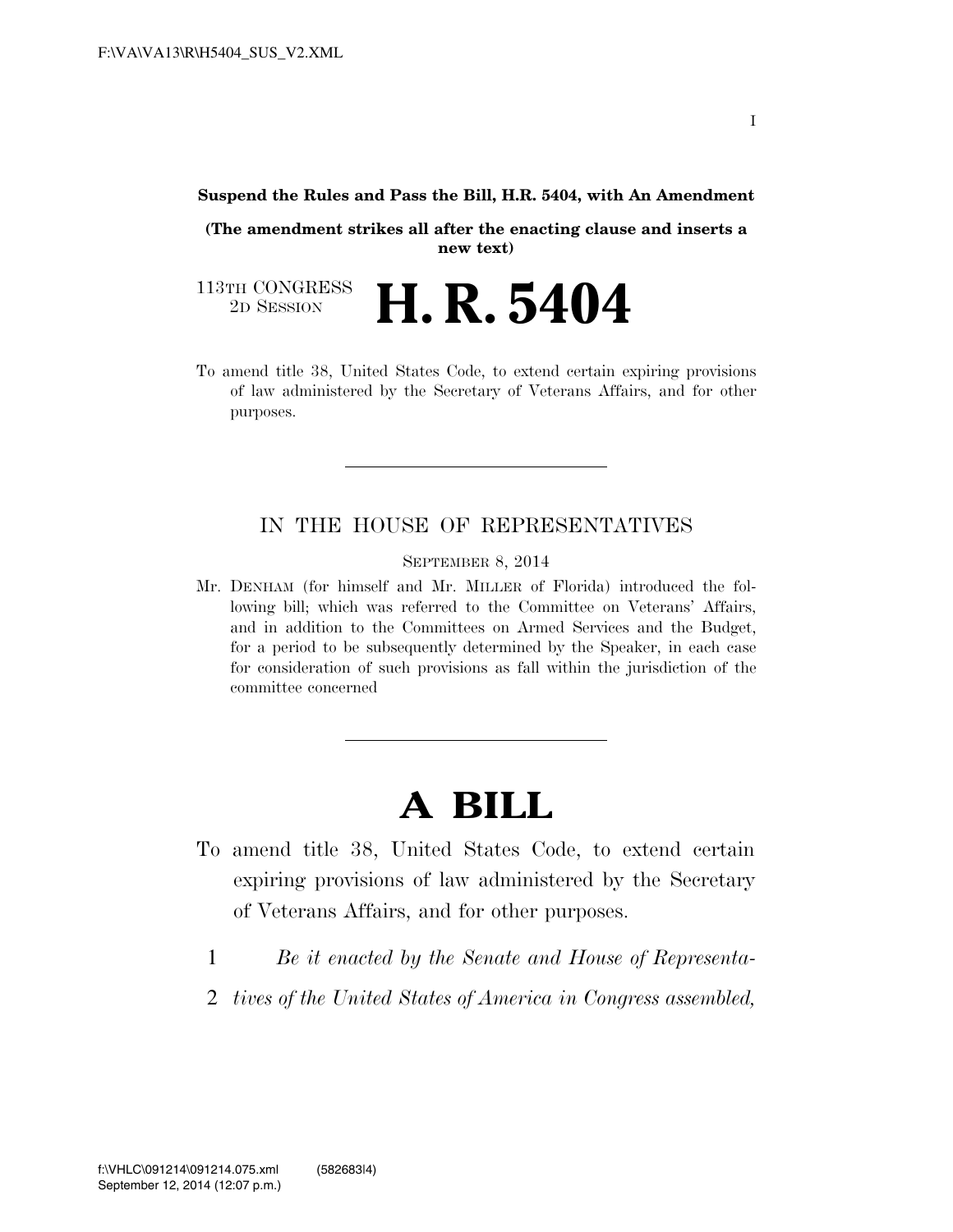**Suspend the Rules and Pass the Bill, H.R. 5404, with An Amendment**

**(The amendment strikes all after the enacting clause and inserts a new text)**

113TH CONGRESS
2D SESSION

# H. R. 5404

To amend title 38, United States Code, to extend certain expiring provisions of law administered by the Secretary of Veterans Affairs, and for other purposes.

---

IN THE HOUSE OF REPRESENTATIVES

SEPTEMBER 8, 2014

Mr. DENHAM (for himself and Mr. MILLER of Florida) introduced the following bill; which was referred to the Committee on Veterans' Affairs, and in addition to the Committees on Armed Services and the Budget, for a period to be subsequently determined by the Speaker, in each case for consideration of such provisions as fall within the jurisdiction of the committee concerned

---

# A BILL

To amend title 38, United States Code, to extend certain expiring provisions of law administered by the Secretary of Veterans Affairs, and for other purposes.

1 *Be it enacted by the Senate and House of Representa-*
2 *tives of the United States of America in Congress assembled,*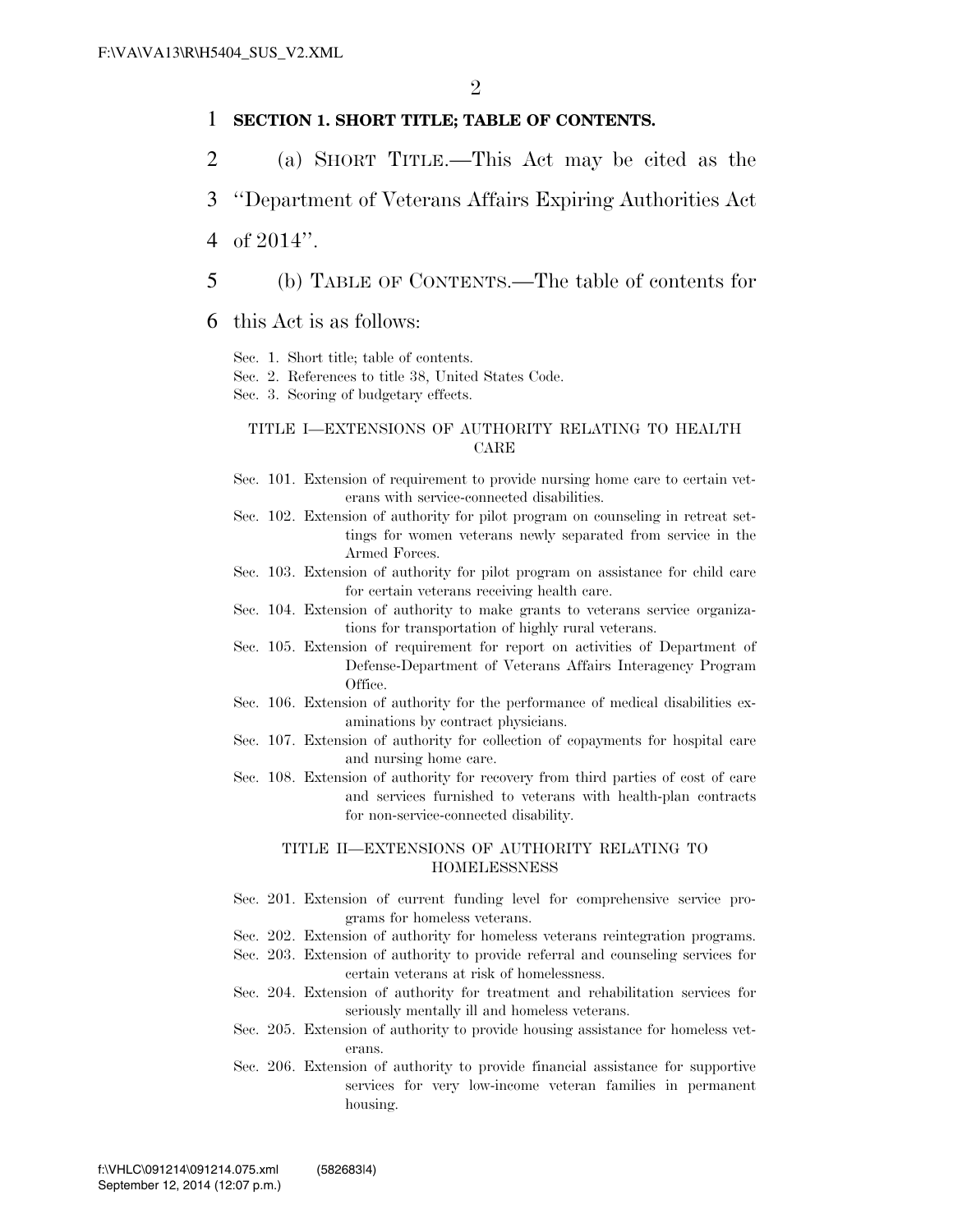**SECTION 1. SHORT TITLE; TABLE OF CONTENTS.**

(a) SHORT TITLE.—This Act may be cited as the "Department of Veterans Affairs Expiring Authorities Act of 2014".

(b) TABLE OF CONTENTS.—The table of contents for this Act is as follows:

Sec. 1. Short title; table of contents.
Sec. 2. References to title 38, United States Code.
Sec. 3. Scoring of budgetary effects.

TITLE I—EXTENSIONS OF AUTHORITY RELATING TO HEALTH CARE

Sec. 101. Extension of requirement to provide nursing home care to certain veterans with service-connected disabilities.
Sec. 102. Extension of authority for pilot program on counseling in retreat settings for women veterans newly separated from service in the Armed Forces.
Sec. 103. Extension of authority for pilot program on assistance for child care for certain veterans receiving health care.
Sec. 104. Extension of authority to make grants to veterans service organizations for transportation of highly rural veterans.
Sec. 105. Extension of requirement for report on activities of Department of Defense-Department of Veterans Affairs Interagency Program Office.
Sec. 106. Extension of authority for the performance of medical disabilities examinations by contract physicians.
Sec. 107. Extension of authority for collection of copayments for hospital care and nursing home care.
Sec. 108. Extension of authority for recovery from third parties of cost of care and services furnished to veterans with health-plan contracts for non-service-connected disability.

TITLE II—EXTENSIONS OF AUTHORITY RELATING TO HOMELESSNESS

Sec. 201. Extension of current funding level for comprehensive service programs for homeless veterans.
Sec. 202. Extension of authority for homeless veterans reintegration programs.
Sec. 203. Extension of authority to provide referral and counseling services for certain veterans at risk of homelessness.
Sec. 204. Extension of authority for treatment and rehabilitation services for seriously mentally ill and homeless veterans.
Sec. 205. Extension of authority to provide housing assistance for homeless veterans.
Sec. 206. Extension of authority to provide financial assistance for supportive services for very low-income veteran families in permanent housing.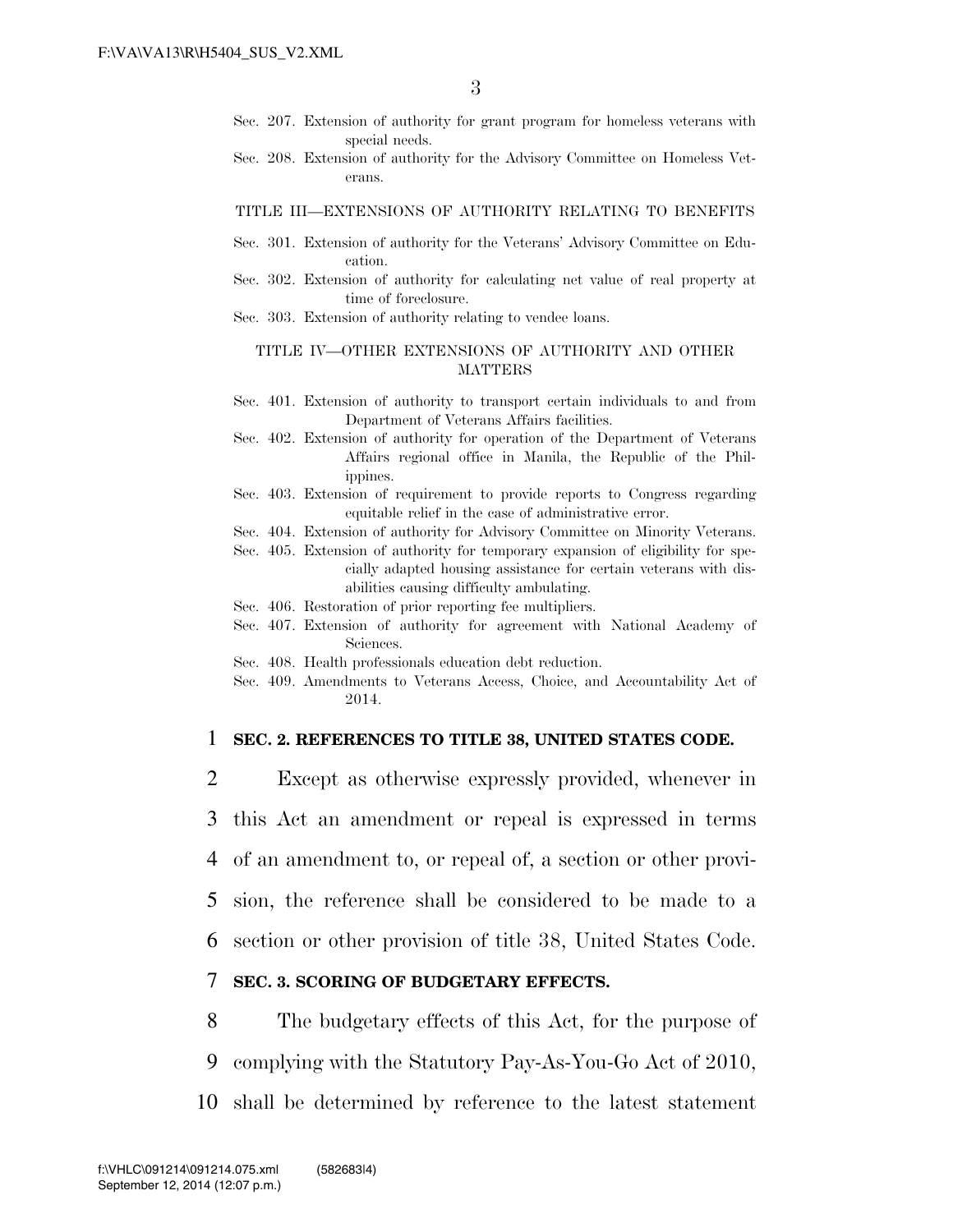Sec. 207. Extension of authority for grant program for homeless veterans with special needs.
Sec. 208. Extension of authority for the Advisory Committee on Homeless Veterans.

TITLE III—EXTENSIONS OF AUTHORITY RELATING TO BENEFITS

Sec. 301. Extension of authority for the Veterans' Advisory Committee on Education.
Sec. 302. Extension of authority for calculating net value of real property at time of foreclosure.
Sec. 303. Extension of authority relating to vendee loans.

TITLE IV—OTHER EXTENSIONS OF AUTHORITY AND OTHER MATTERS

Sec. 401. Extension of authority to transport certain individuals to and from Department of Veterans Affairs facilities.
Sec. 402. Extension of authority for operation of the Department of Veterans Affairs regional office in Manila, the Republic of the Philippines.
Sec. 403. Extension of requirement to provide reports to Congress regarding equitable relief in the case of administrative error.
Sec. 404. Extension of authority for Advisory Committee on Minority Veterans.
Sec. 405. Extension of authority for temporary expansion of eligibility for specially adapted housing assistance for certain veterans with disabilities causing difficulty ambulating.
Sec. 406. Restoration of prior reporting fee multipliers.
Sec. 407. Extension of authority for agreement with National Academy of Sciences.
Sec. 408. Health professionals education debt reduction.
Sec. 409. Amendments to Veterans Access, Choice, and Accountability Act of 2014.

1 **SEC. 2. REFERENCES TO TITLE 38, UNITED STATES CODE.**

2 Except as otherwise expressly provided, whenever in
3 this Act an amendment or repeal is expressed in terms
4 of an amendment to, or repeal of, a section or other provi-
5 sion, the reference shall be considered to be made to a
6 section or other provision of title 38, United States Code.

7 **SEC. 3. SCORING OF BUDGETARY EFFECTS.**

8 The budgetary effects of this Act, for the purpose of
9 complying with the Statutory Pay-As-You-Go Act of 2010,
10 shall be determined by reference to the latest statement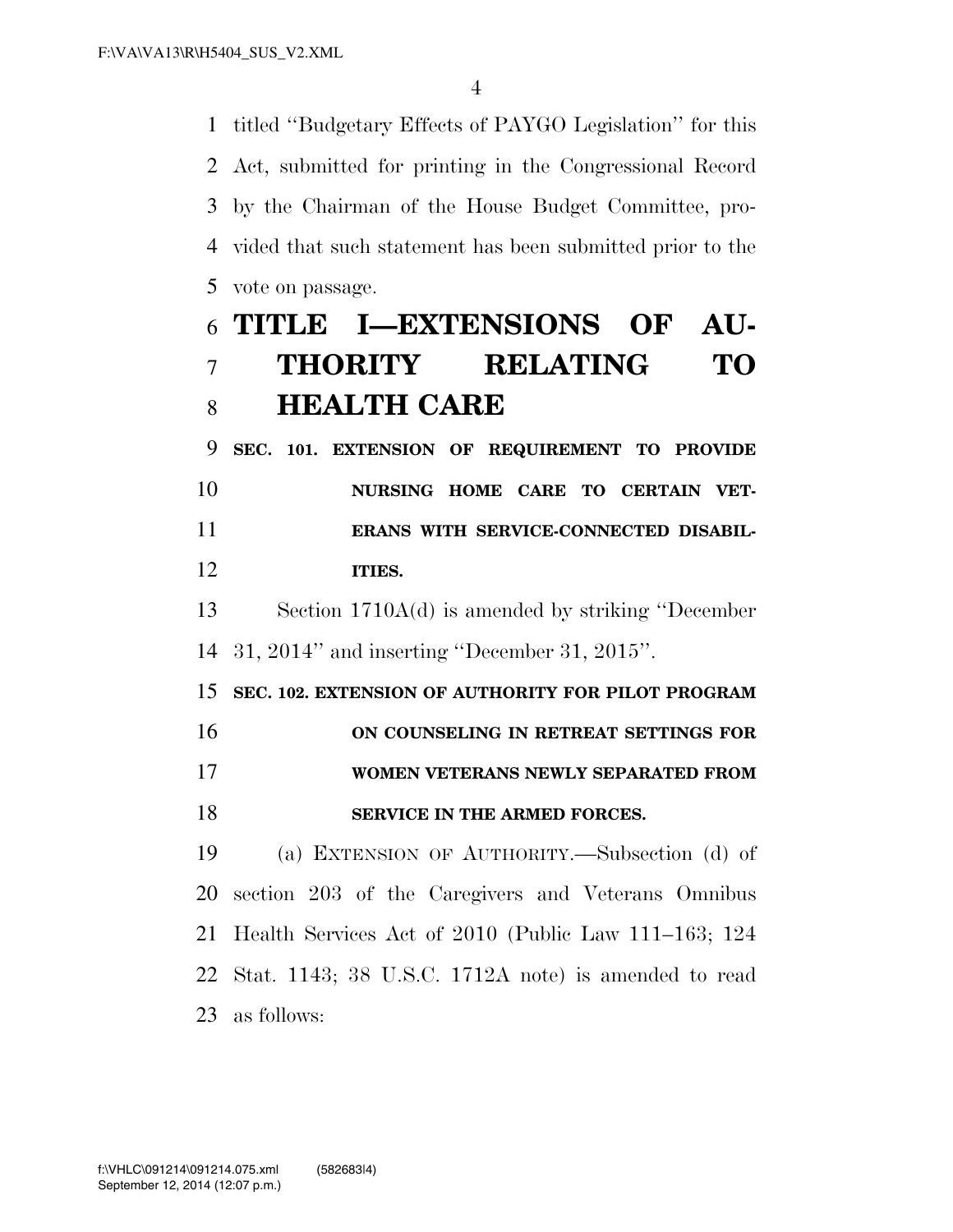titled ''Budgetary Effects of PAYGO Legislation'' for this Act, submitted for printing in the Congressional Record by the Chairman of the House Budget Committee, provided that such statement has been submitted prior to the vote on passage.

# TITLE I—EXTENSIONS OF AUTHORITY RELATING TO HEALTH CARE

### SEC. 101. EXTENSION OF REQUIREMENT TO PROVIDE NURSING HOME CARE TO CERTAIN VETERANS WITH SERVICE-CONNECTED DISABILITIES.

Section 1710A(d) is amended by striking ''December 31, 2014'' and inserting ''December 31, 2015''.

### SEC. 102. EXTENSION OF AUTHORITY FOR PILOT PROGRAM ON COUNSELING IN RETREAT SETTINGS FOR WOMEN VETERANS NEWLY SEPARATED FROM SERVICE IN THE ARMED FORCES.

(a) EXTENSION OF AUTHORITY.—Subsection (d) of section 203 of the Caregivers and Veterans Omnibus Health Services Act of 2010 (Public Law 111–163; 124 Stat. 1143; 38 U.S.C. 1712A note) is amended to read as follows: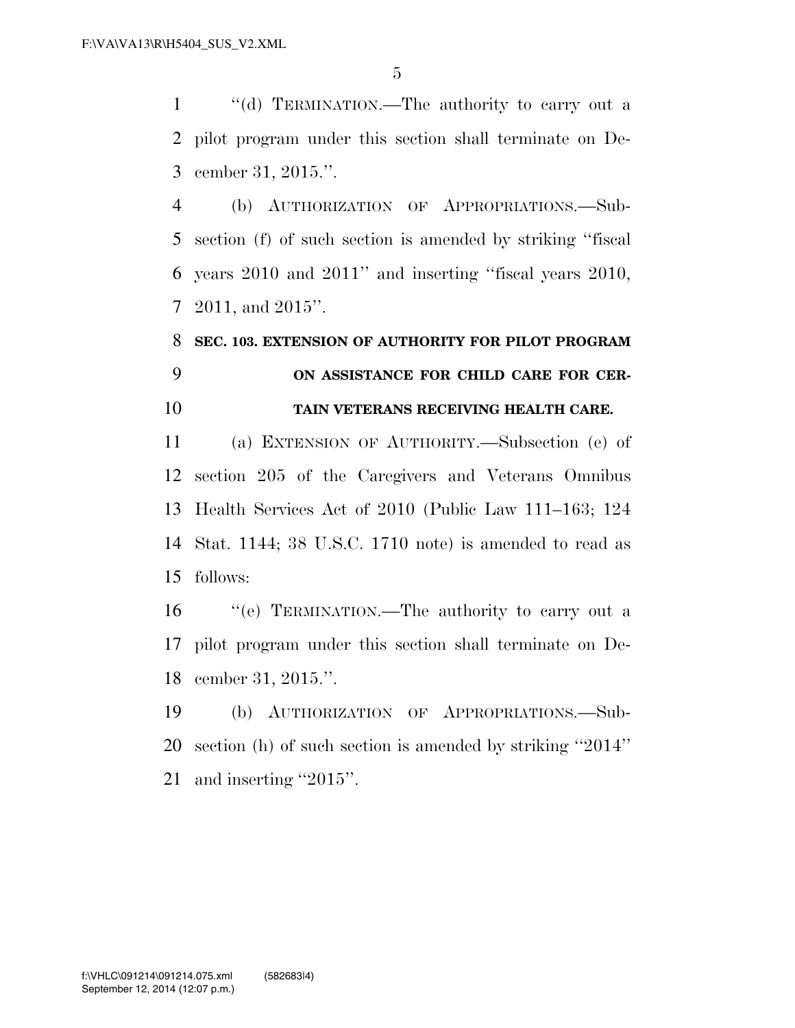"(d) TERMINATION.—The authority to carry out a pilot program under this section shall terminate on December 31, 2015.".

(b) AUTHORIZATION OF APPROPRIATIONS.—Subsection (f) of such section is amended by striking "fiscal years 2010 and 2011" and inserting "fiscal years 2010, 2011, and 2015".

**SEC. 103. EXTENSION OF AUTHORITY FOR PILOT PROGRAM ON ASSISTANCE FOR CHILD CARE FOR CERTAIN VETERANS RECEIVING HEALTH CARE.**

(a) EXTENSION OF AUTHORITY.—Subsection (e) of section 205 of the Caregivers and Veterans Omnibus Health Services Act of 2010 (Public Law 111–163; 124 Stat. 1144; 38 U.S.C. 1710 note) is amended to read as follows:

"(e) TERMINATION.—The authority to carry out a pilot program under this section shall terminate on December 31, 2015.".

(b) AUTHORIZATION OF APPROPRIATIONS.—Subsection (h) of such section is amended by striking "2014" and inserting "2015".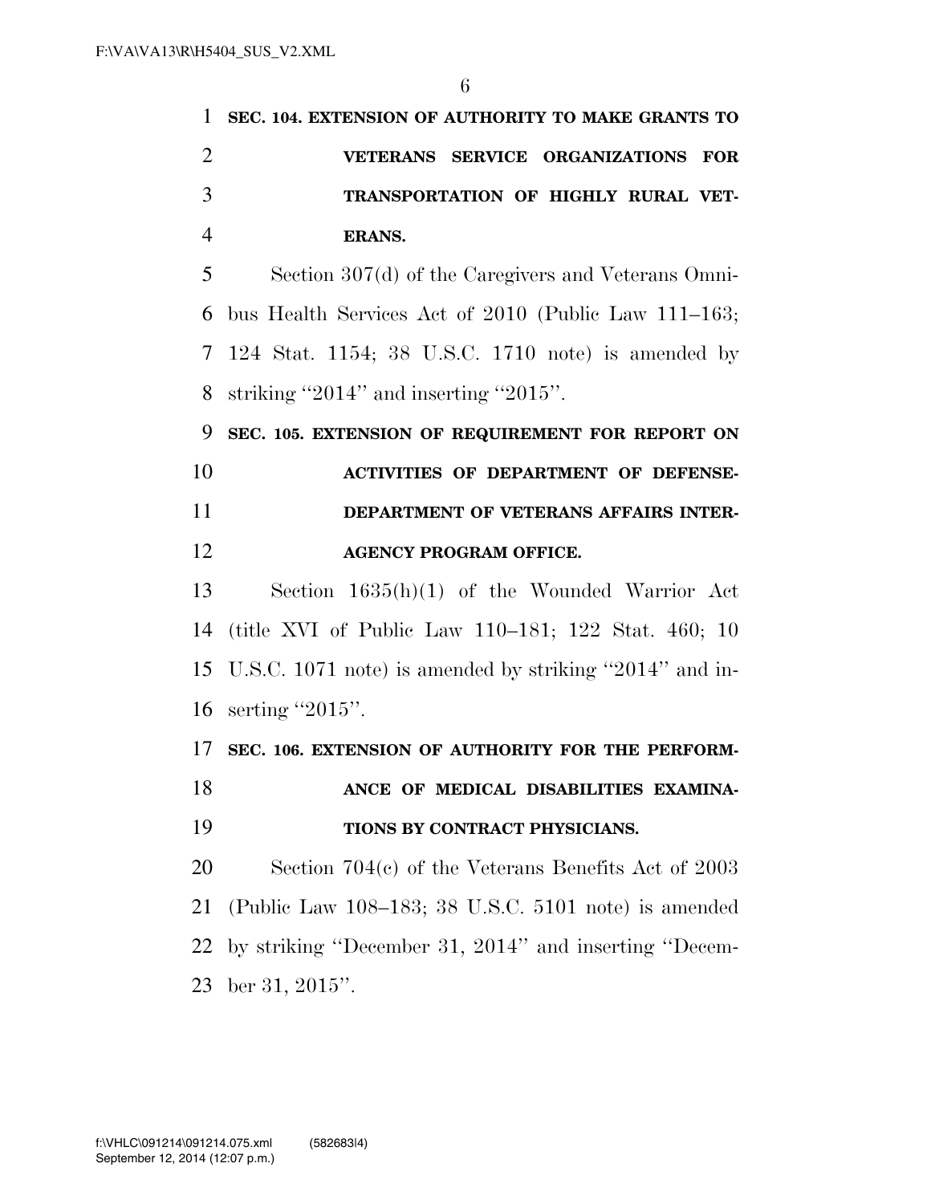**SEC. 104. EXTENSION OF AUTHORITY TO MAKE GRANTS TO VETERANS SERVICE ORGANIZATIONS FOR TRANSPORTATION OF HIGHLY RURAL VETERANS.**

Section 307(d) of the Caregivers and Veterans Omnibus Health Services Act of 2010 (Public Law 111–163; 124 Stat. 1154; 38 U.S.C. 1710 note) is amended by striking ''2014'' and inserting ''2015''.

**SEC. 105. EXTENSION OF REQUIREMENT FOR REPORT ON ACTIVITIES OF DEPARTMENT OF DEFENSE-DEPARTMENT OF VETERANS AFFAIRS INTERAGENCY PROGRAM OFFICE.**

Section 1635(h)(1) of the Wounded Warrior Act (title XVI of Public Law 110–181; 122 Stat. 460; 10 U.S.C. 1071 note) is amended by striking ''2014'' and inserting ''2015''.

**SEC. 106. EXTENSION OF AUTHORITY FOR THE PERFORMANCE OF MEDICAL DISABILITIES EXAMINATIONS BY CONTRACT PHYSICIANS.**

Section 704(c) of the Veterans Benefits Act of 2003 (Public Law 108–183; 38 U.S.C. 5101 note) is amended by striking ''December 31, 2014'' and inserting ''December 31, 2015''.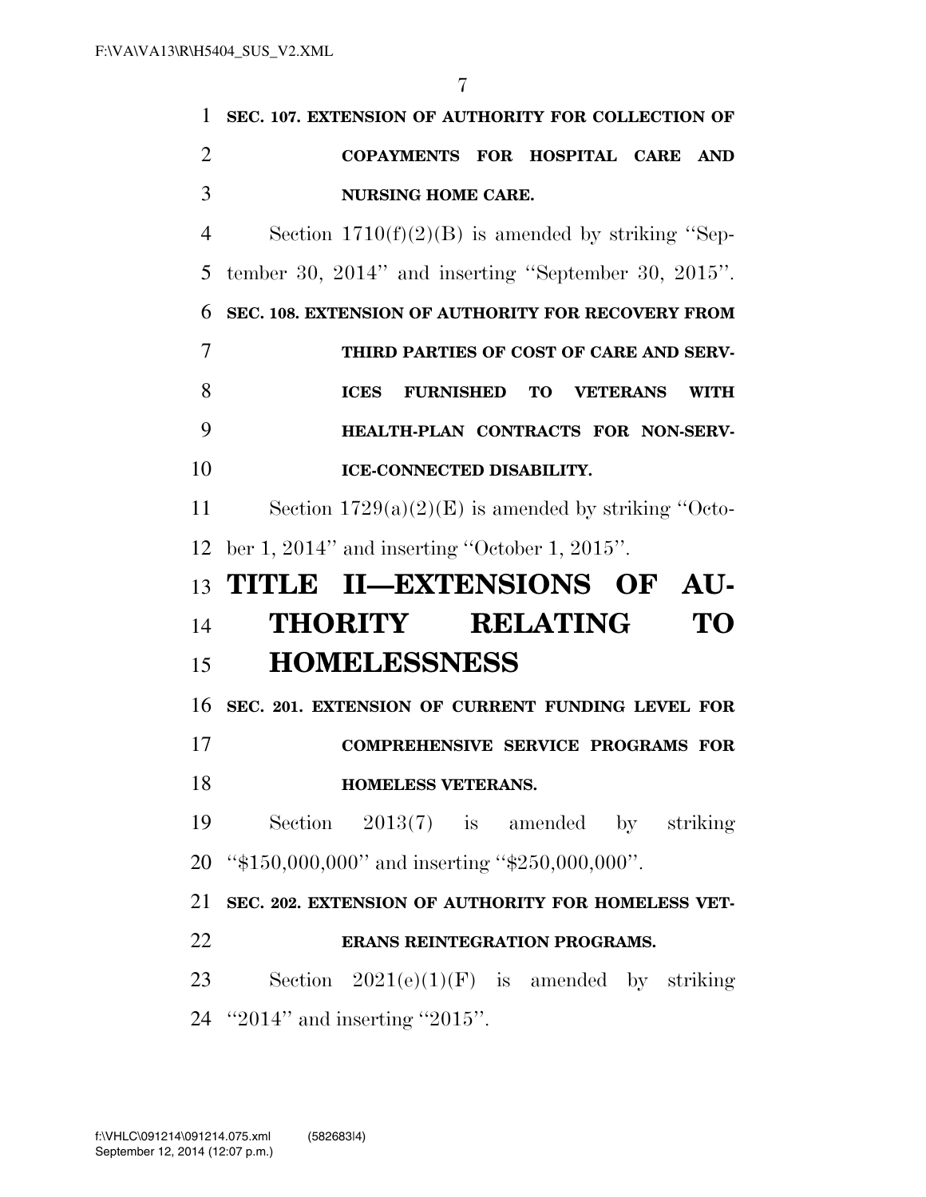**SEC. 107. EXTENSION OF AUTHORITY FOR COLLECTION OF COPAYMENTS FOR HOSPITAL CARE AND NURSING HOME CARE.**

Section 1710(f)(2)(B) is amended by striking ''September 30, 2014'' and inserting ''September 30, 2015''.

**SEC. 108. EXTENSION OF AUTHORITY FOR RECOVERY FROM THIRD PARTIES OF COST OF CARE AND SERVICES FURNISHED TO VETERANS WITH HEALTH-PLAN CONTRACTS FOR NON-SERVICE-CONNECTED DISABILITY.**

Section 1729(a)(2)(E) is amended by striking ''October 1, 2014'' and inserting ''October 1, 2015''.

# TITLE II—EXTENSIONS OF AUTHORITY RELATING TO HOMELESSNESS

**SEC. 201. EXTENSION OF CURRENT FUNDING LEVEL FOR COMPREHENSIVE SERVICE PROGRAMS FOR HOMELESS VETERANS.**

Section 2013(7) is amended by striking ''$150,000,000'' and inserting ''$250,000,000''.

**SEC. 202. EXTENSION OF AUTHORITY FOR HOMELESS VETERANS REINTEGRATION PROGRAMS.**

Section 2021(e)(1)(F) is amended by striking ''2014'' and inserting ''2015''.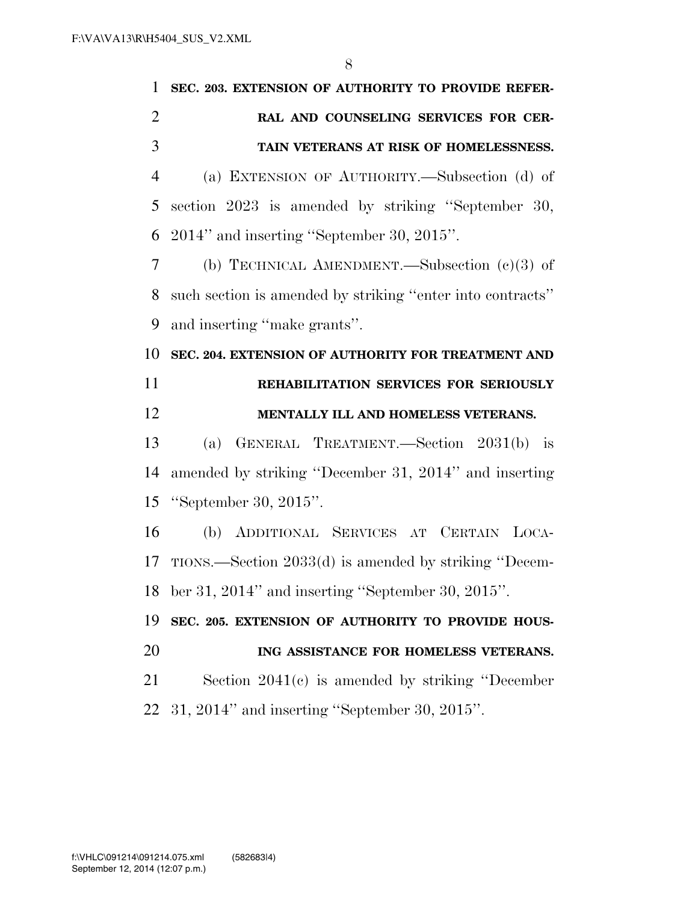**SEC. 203. EXTENSION OF AUTHORITY TO PROVIDE REFERRAL AND COUNSELING SERVICES FOR CERTAIN VETERANS AT RISK OF HOMELESSNESS.**

(a) EXTENSION OF AUTHORITY.—Subsection (d) of section 2023 is amended by striking ''September 30, 2014'' and inserting ''September 30, 2015''.

(b) TECHNICAL AMENDMENT.—Subsection (c)(3) of such section is amended by striking ''enter into contracts'' and inserting ''make grants''.

**SEC. 204. EXTENSION OF AUTHORITY FOR TREATMENT AND REHABILITATION SERVICES FOR SERIOUSLY MENTALLY ILL AND HOMELESS VETERANS.**

(a) GENERAL TREATMENT.—Section 2031(b) is amended by striking ''December 31, 2014'' and inserting ''September 30, 2015''.

(b) ADDITIONAL SERVICES AT CERTAIN LOCATIONS.—Section 2033(d) is amended by striking ''December 31, 2014'' and inserting ''September 30, 2015''.

**SEC. 205. EXTENSION OF AUTHORITY TO PROVIDE HOUSING ASSISTANCE FOR HOMELESS VETERANS.**

Section 2041(c) is amended by striking ''December 31, 2014'' and inserting ''September 30, 2015''.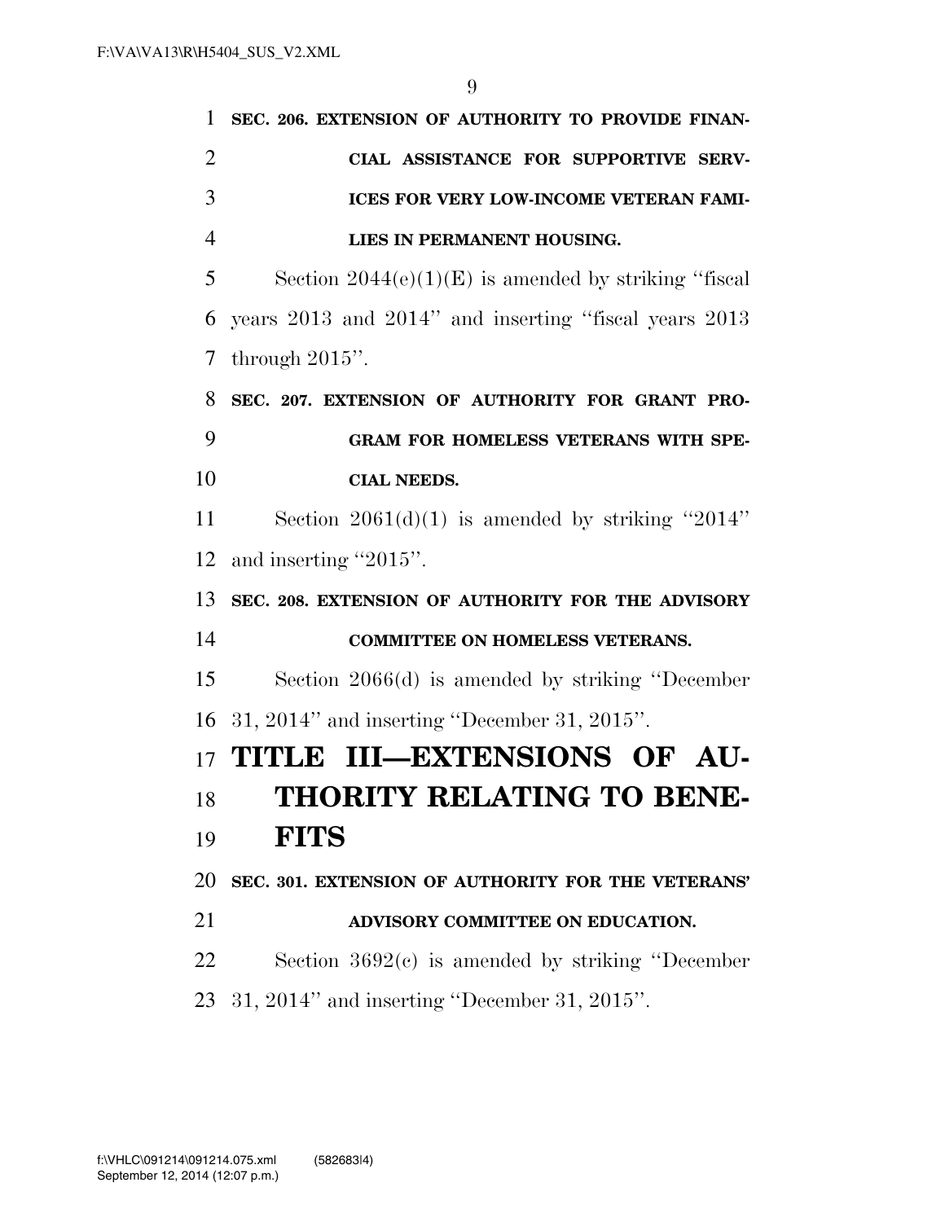**SEC. 206. EXTENSION OF AUTHORITY TO PROVIDE FINANCIAL ASSISTANCE FOR SUPPORTIVE SERVICES FOR VERY LOW-INCOME VETERAN FAMILIES IN PERMANENT HOUSING.**

Section 2044(e)(1)(E) is amended by striking ''fiscal years 2013 and 2014'' and inserting ''fiscal years 2013 through 2015''.

**SEC. 207. EXTENSION OF AUTHORITY FOR GRANT PROGRAM FOR HOMELESS VETERANS WITH SPECIAL NEEDS.**

Section 2061(d)(1) is amended by striking ''2014'' and inserting ''2015''.

**SEC. 208. EXTENSION OF AUTHORITY FOR THE ADVISORY COMMITTEE ON HOMELESS VETERANS.**

Section 2066(d) is amended by striking ''December 31, 2014'' and inserting ''December 31, 2015''.

# TITLE III—EXTENSIONS OF AUTHORITY RELATING TO BENEFITS

**SEC. 301. EXTENSION OF AUTHORITY FOR THE VETERANS' ADVISORY COMMITTEE ON EDUCATION.**

Section 3692(c) is amended by striking ''December 31, 2014'' and inserting ''December 31, 2015''.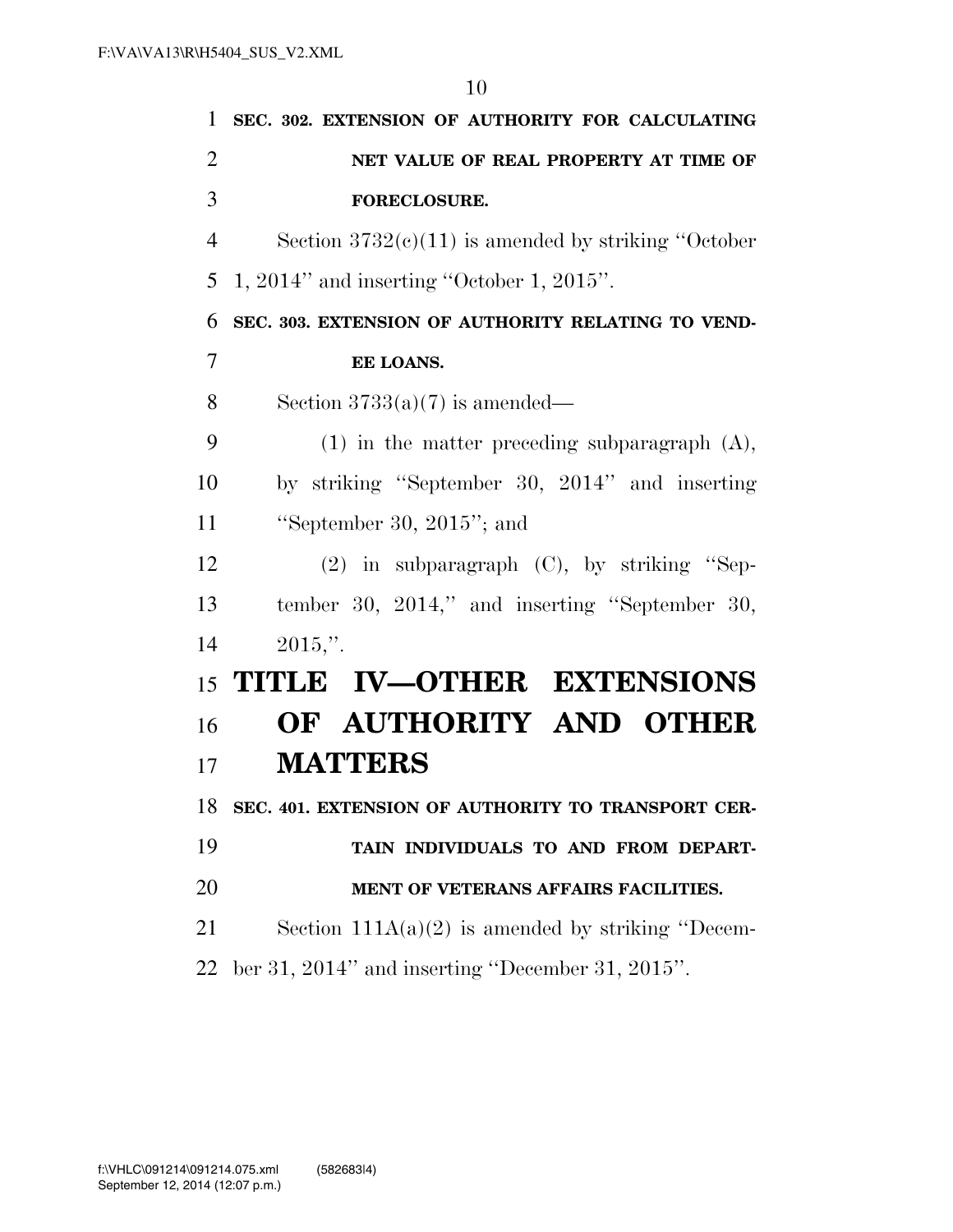**SEC. 302. EXTENSION OF AUTHORITY FOR CALCULATING NET VALUE OF REAL PROPERTY AT TIME OF FORECLOSURE.**

Section 3732(c)(11) is amended by striking ''October 1, 2014'' and inserting ''October 1, 2015''.

**SEC. 303. EXTENSION OF AUTHORITY RELATING TO VENDEE LOANS.**

Section 3733(a)(7) is amended—

(1) in the matter preceding subparagraph (A), by striking ''September 30, 2014'' and inserting ''September 30, 2015''; and

(2) in subparagraph (C), by striking ''September 30, 2014,'' and inserting ''September 30, 2015,''.

# TITLE IV—OTHER EXTENSIONS OF AUTHORITY AND OTHER MATTERS

**SEC. 401. EXTENSION OF AUTHORITY TO TRANSPORT CERTAIN INDIVIDUALS TO AND FROM DEPARTMENT OF VETERANS AFFAIRS FACILITIES.**

Section 111A(a)(2) is amended by striking ''December 31, 2014'' and inserting ''December 31, 2015''.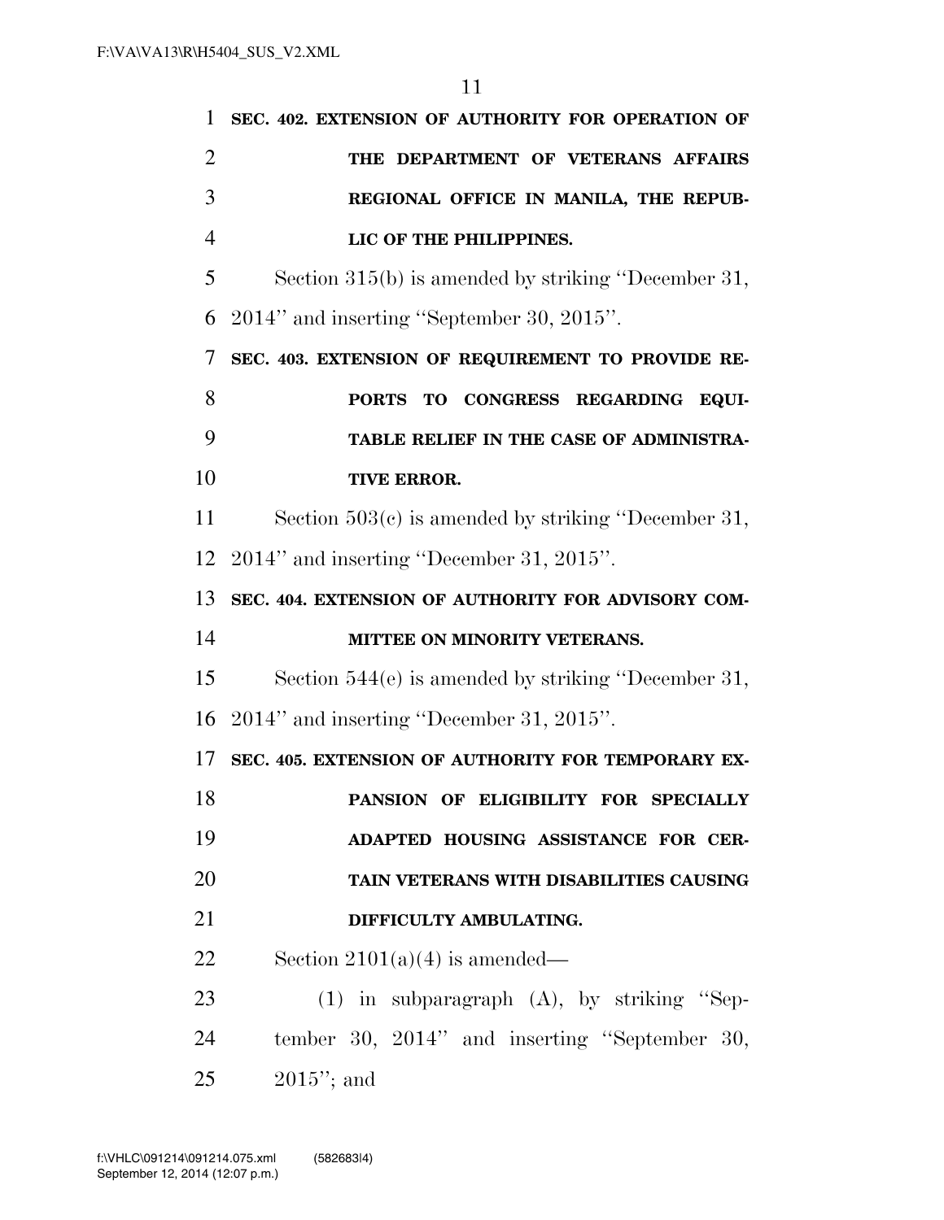**SEC. 402. EXTENSION OF AUTHORITY FOR OPERATION OF THE DEPARTMENT OF VETERANS AFFAIRS REGIONAL OFFICE IN MANILA, THE REPUBLIC OF THE PHILIPPINES.**

Section 315(b) is amended by striking ''December 31, 2014'' and inserting ''September 30, 2015''.

**SEC. 403. EXTENSION OF REQUIREMENT TO PROVIDE REPORTS TO CONGRESS REGARDING EQUITABLE RELIEF IN THE CASE OF ADMINISTRATIVE ERROR.**

Section 503(c) is amended by striking ''December 31, 2014'' and inserting ''December 31, 2015''.

**SEC. 404. EXTENSION OF AUTHORITY FOR ADVISORY COMMITTEE ON MINORITY VETERANS.**

Section 544(e) is amended by striking ''December 31, 2014'' and inserting ''December 31, 2015''.

**SEC. 405. EXTENSION OF AUTHORITY FOR TEMPORARY EXPANSION OF ELIGIBILITY FOR SPECIALLY ADAPTED HOUSING ASSISTANCE FOR CERTAIN VETERANS WITH DISABILITIES CAUSING DIFFICULTY AMBULATING.**

Section 2101(a)(4) is amended—

(1) in subparagraph (A), by striking ''September 30, 2014'' and inserting ''September 30, 2015''; and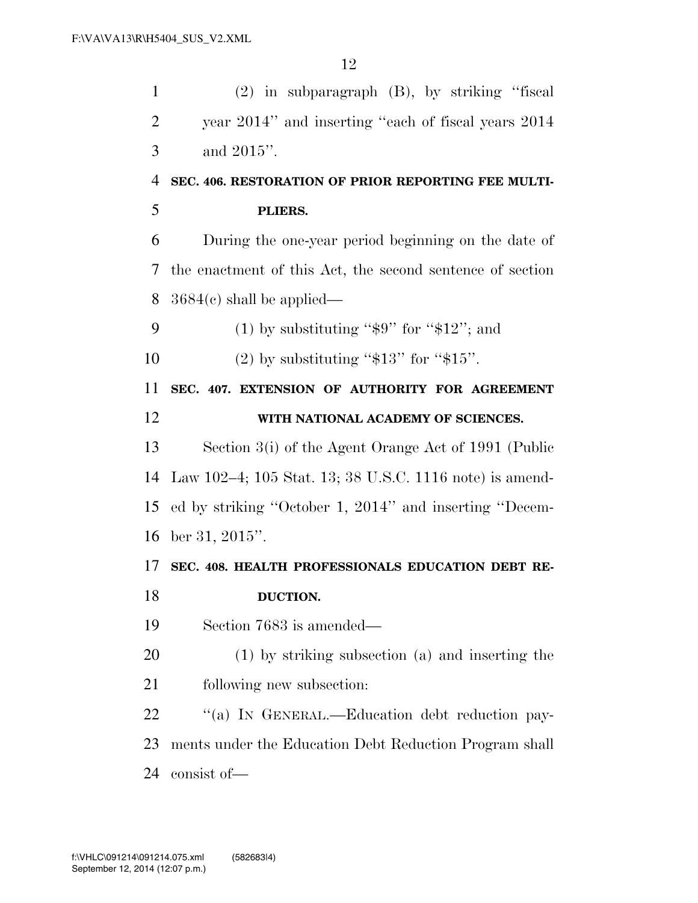(2) in subparagraph (B), by striking ''fiscal year 2014'' and inserting ''each of fiscal years 2014 and 2015''.

**SEC. 406. RESTORATION OF PRIOR REPORTING FEE MULTIPLIERS.**

During the one-year period beginning on the date of the enactment of this Act, the second sentence of section 3684(c) shall be applied—

(1) by substituting ''$9'' for ''$12''; and

(2) by substituting ''$13'' for ''$15''.

**SEC. 407. EXTENSION OF AUTHORITY FOR AGREEMENT WITH NATIONAL ACADEMY OF SCIENCES.**

Section 3(i) of the Agent Orange Act of 1991 (Public Law 102–4; 105 Stat. 13; 38 U.S.C. 1116 note) is amended by striking ''October 1, 2014'' and inserting ''December 31, 2015''.

**SEC. 408. HEALTH PROFESSIONALS EDUCATION DEBT REDUCTION.**

Section 7683 is amended—

(1) by striking subsection (a) and inserting the following new subsection:

''(a) IN GENERAL.—Education debt reduction payments under the Education Debt Reduction Program shall consist of—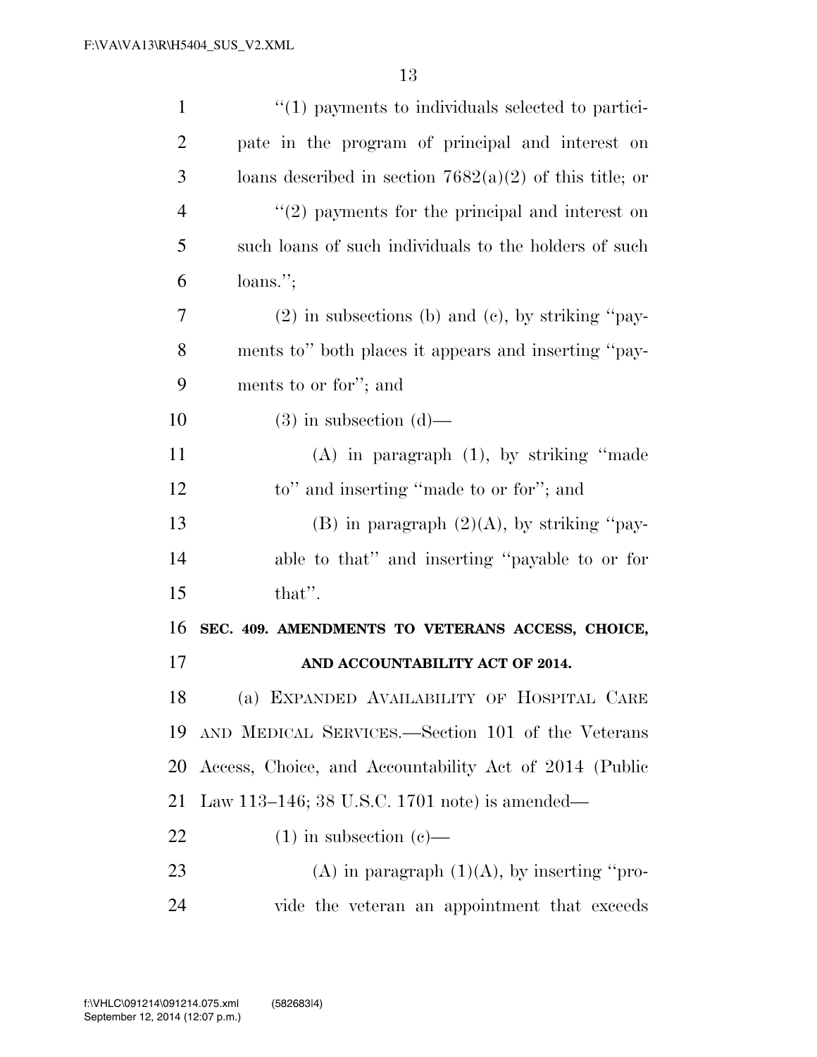"(1) payments to individuals selected to participate in the program of principal and interest on loans described in section 7682(a)(2) of this title; or

"(2) payments for the principal and interest on such loans of such individuals to the holders of such loans.";

(2) in subsections (b) and (c), by striking "payments to" both places it appears and inserting "payments to or for"; and

(3) in subsection (d)—

(A) in paragraph (1), by striking "made to" and inserting "made to or for"; and

(B) in paragraph (2)(A), by striking "payable to that" and inserting "payable to or for that".

**SEC. 409. AMENDMENTS TO VETERANS ACCESS, CHOICE, AND ACCOUNTABILITY ACT OF 2014.**

(a) EXPANDED AVAILABILITY OF HOSPITAL CARE AND MEDICAL SERVICES.—Section 101 of the Veterans Access, Choice, and Accountability Act of 2014 (Public Law 113–146; 38 U.S.C. 1701 note) is amended—

(1) in subsection (c)—

(A) in paragraph (1)(A), by inserting "provide the veteran an appointment that exceeds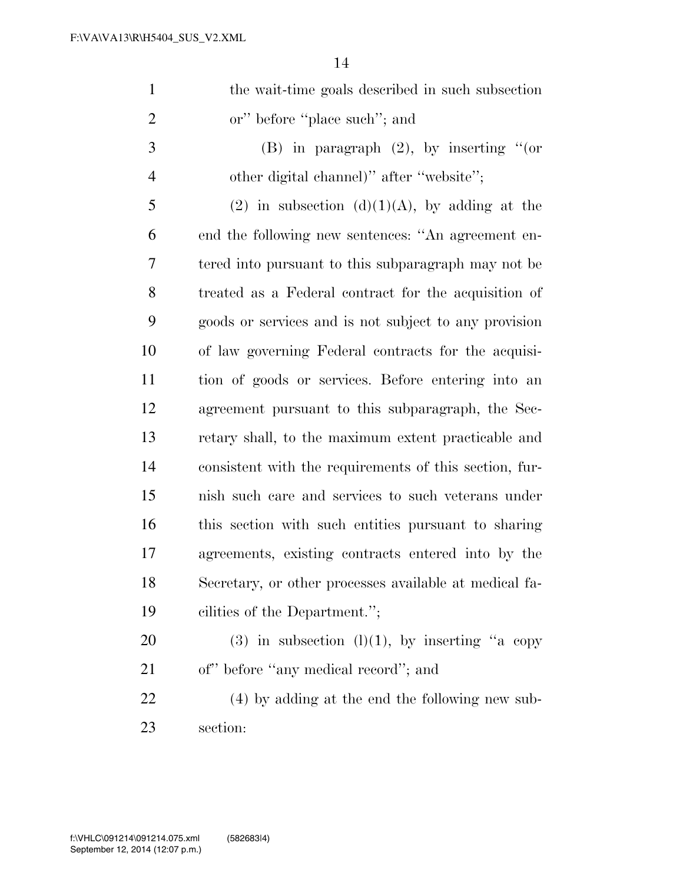the wait-time goals described in such subsection or'' before ''place such''; and

(B) in paragraph (2), by inserting ''(or other digital channel)'' after ''website'';

(2) in subsection (d)(1)(A), by adding at the end the following new sentences: ''An agreement entered into pursuant to this subparagraph may not be treated as a Federal contract for the acquisition of goods or services and is not subject to any provision of law governing Federal contracts for the acquisition of goods or services. Before entering into an agreement pursuant to this subparagraph, the Secretary shall, to the maximum extent practicable and consistent with the requirements of this section, furnish such care and services to such veterans under this section with such entities pursuant to sharing agreements, existing contracts entered into by the Secretary, or other processes available at medical facilities of the Department.'';

(3) in subsection (l)(1), by inserting ''a copy of'' before ''any medical record''; and

(4) by adding at the end the following new subsection: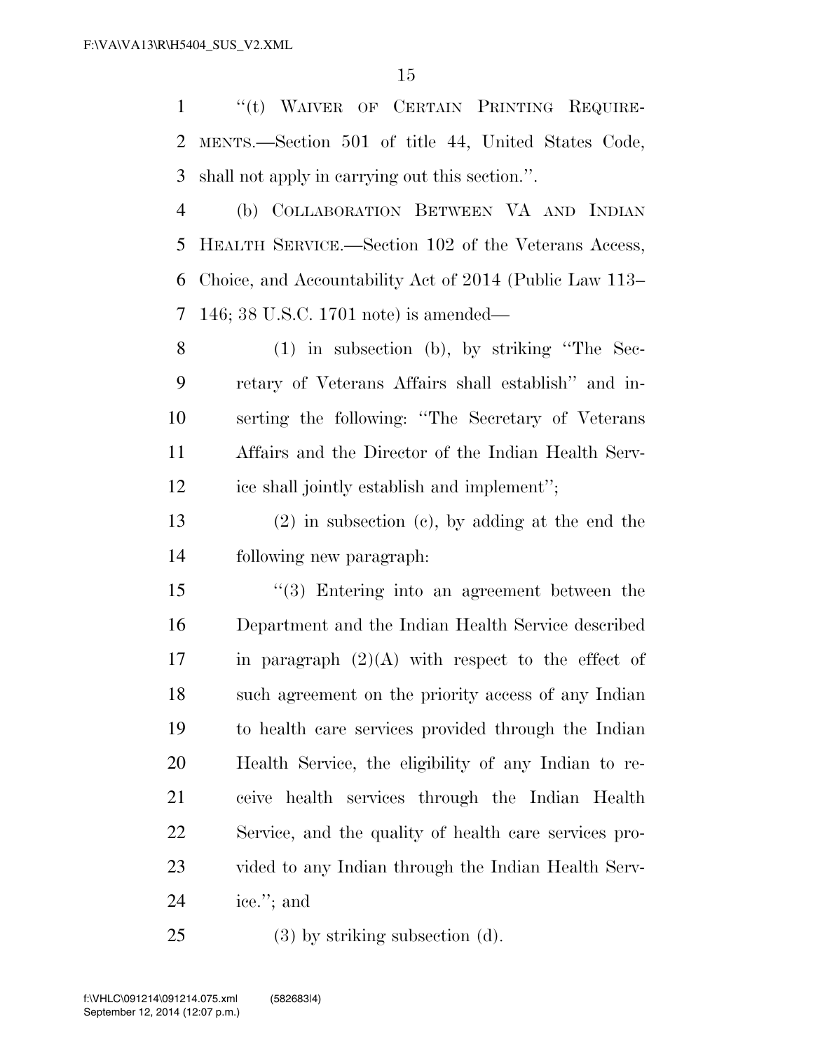"(t) WAIVER OF CERTAIN PRINTING REQUIREMENTS.—Section 501 of title 44, United States Code, shall not apply in carrying out this section.".

(b) COLLABORATION BETWEEN VA AND INDIAN HEALTH SERVICE.—Section 102 of the Veterans Access, Choice, and Accountability Act of 2014 (Public Law 113–146; 38 U.S.C. 1701 note) is amended—

(1) in subsection (b), by striking "The Secretary of Veterans Affairs shall establish" and inserting the following: "The Secretary of Veterans Affairs and the Director of the Indian Health Service shall jointly establish and implement";

(2) in subsection (c), by adding at the end the following new paragraph:

"(3) Entering into an agreement between the Department and the Indian Health Service described in paragraph (2)(A) with respect to the effect of such agreement on the priority access of any Indian to health care services provided through the Indian Health Service, the eligibility of any Indian to receive health services through the Indian Health Service, and the quality of health care services provided to any Indian through the Indian Health Service."; and

(3) by striking subsection (d).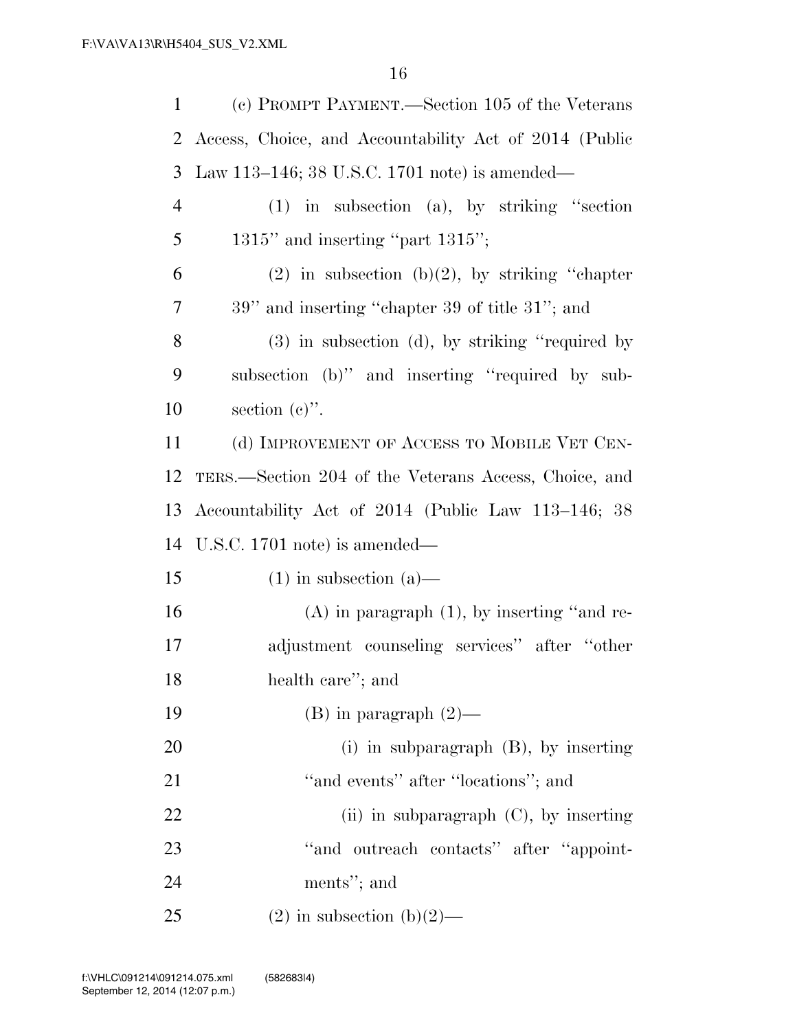(c) PROMPT PAYMENT.—Section 105 of the Veterans Access, Choice, and Accountability Act of 2014 (Public Law 113–146; 38 U.S.C. 1701 note) is amended—

(1) in subsection (a), by striking ''section 1315'' and inserting ''part 1315'';

(2) in subsection (b)(2), by striking ''chapter 39'' and inserting ''chapter 39 of title 31''; and

(3) in subsection (d), by striking ''required by subsection (b)'' and inserting ''required by subsection (c)''.

(d) IMPROVEMENT OF ACCESS TO MOBILE VET CENTERS.—Section 204 of the Veterans Access, Choice, and Accountability Act of 2014 (Public Law 113–146; 38 U.S.C. 1701 note) is amended—

(1) in subsection (a)—

(A) in paragraph (1), by inserting ''and readjustment counseling services'' after ''other health care''; and

(B) in paragraph (2)—

(i) in subparagraph (B), by inserting ''and events'' after ''locations''; and

(ii) in subparagraph (C), by inserting ''and outreach contacts'' after ''appointments''; and

(2) in subsection (b)(2)—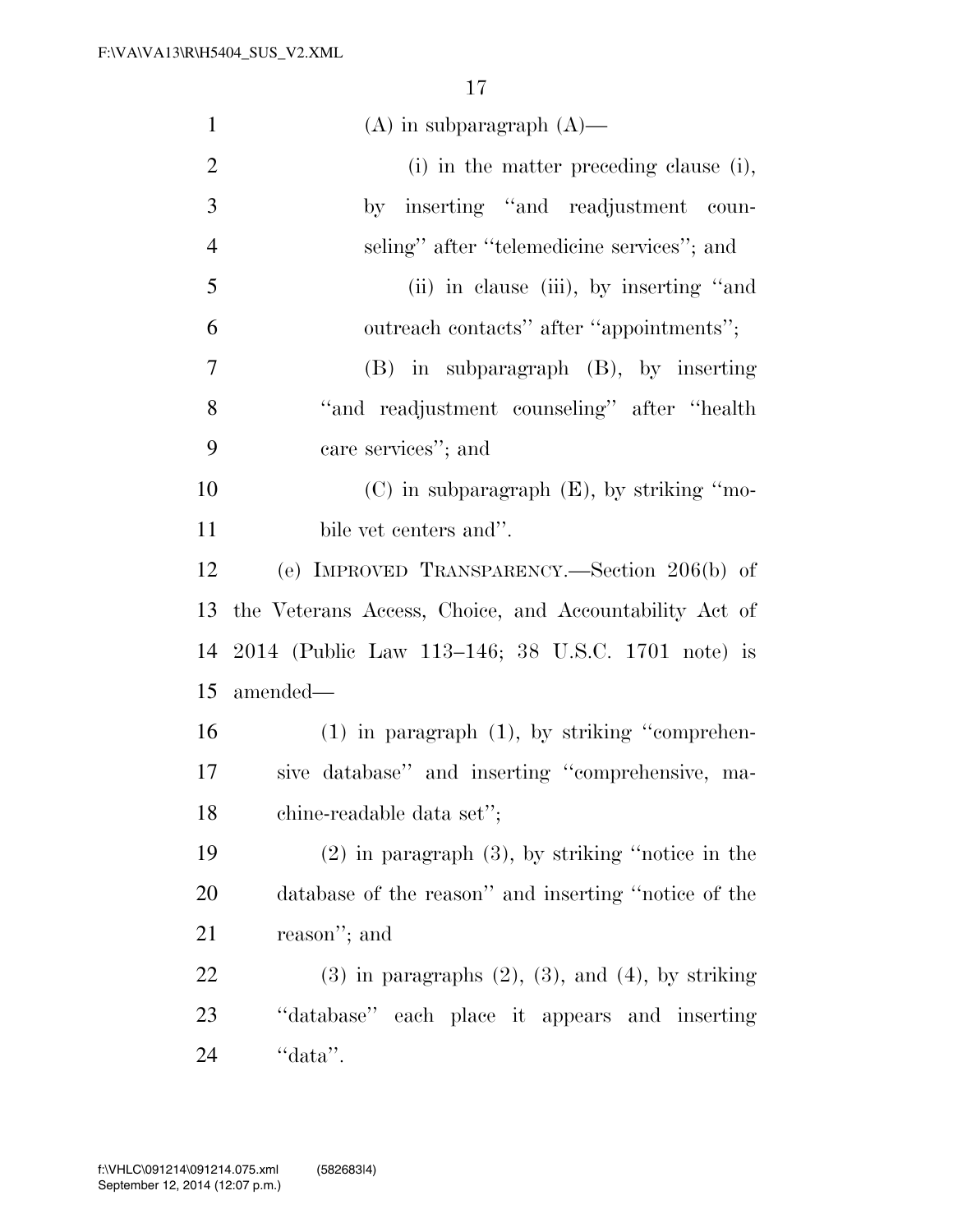(A) in subparagraph (A)—

(i) in the matter preceding clause (i), by inserting "and readjustment counseling" after "telemedicine services"; and

(ii) in clause (iii), by inserting "and outreach contacts" after "appointments";

(B) in subparagraph (B), by inserting "and readjustment counseling" after "health care services"; and

(C) in subparagraph (E), by striking "mobile vet centers and".

(e) IMPROVED TRANSPARENCY.—Section 206(b) of the Veterans Access, Choice, and Accountability Act of 2014 (Public Law 113–146; 38 U.S.C. 1701 note) is amended—

(1) in paragraph (1), by striking "comprehensive database" and inserting "comprehensive, machine-readable data set";

(2) in paragraph (3), by striking "notice in the database of the reason" and inserting "notice of the reason"; and

(3) in paragraphs (2), (3), and (4), by striking "database" each place it appears and inserting "data".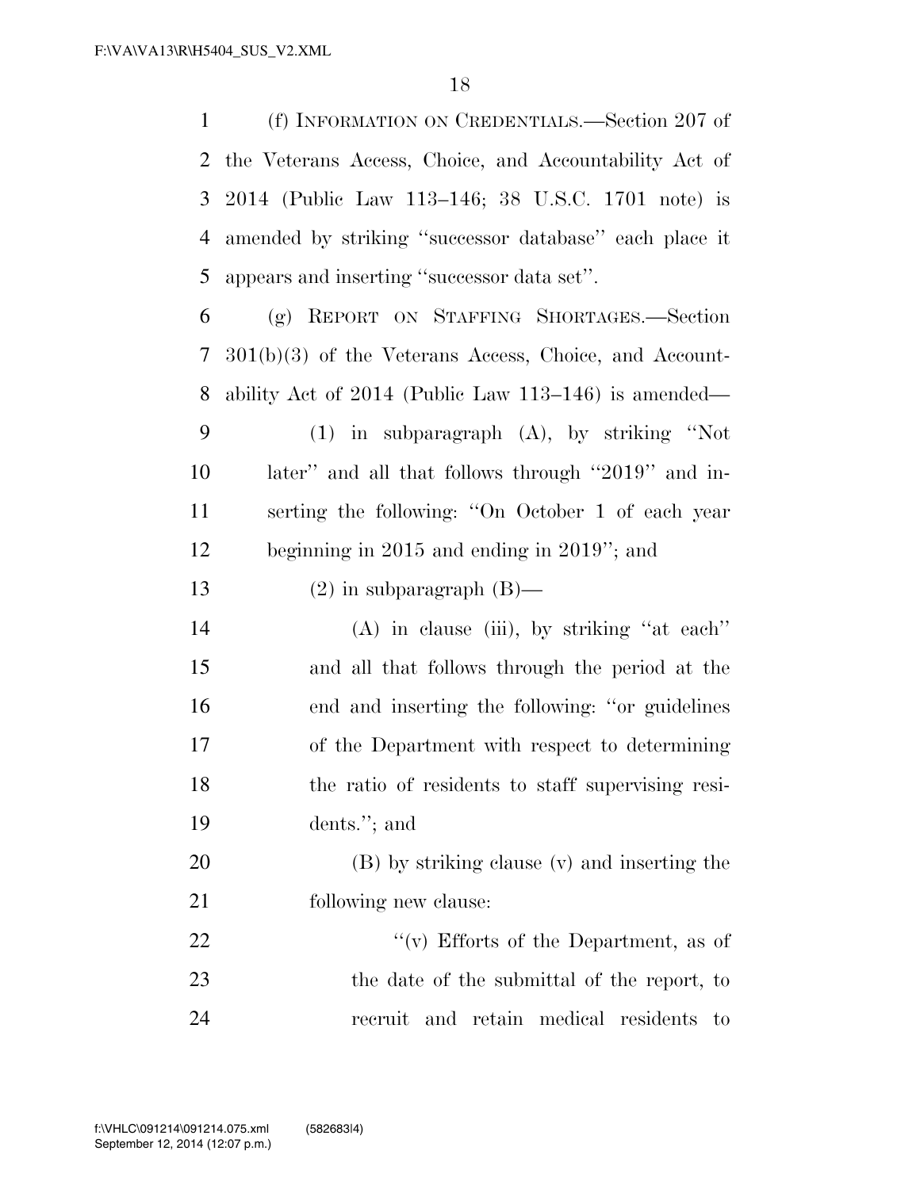(f) INFORMATION ON CREDENTIALS.—Section 207 of the Veterans Access, Choice, and Accountability Act of 2014 (Public Law 113–146; 38 U.S.C. 1701 note) is amended by striking ''successor database'' each place it appears and inserting ''successor data set''.

(g) REPORT ON STAFFING SHORTAGES.—Section 301(b)(3) of the Veterans Access, Choice, and Accountability Act of 2014 (Public Law 113–146) is amended—

(1) in subparagraph (A), by striking ''Not later'' and all that follows through ''2019'' and inserting the following: ''On October 1 of each year beginning in 2015 and ending in 2019''; and

(2) in subparagraph (B)—

(A) in clause (iii), by striking ''at each'' and all that follows through the period at the end and inserting the following: ''or guidelines of the Department with respect to determining the ratio of residents to staff supervising residents.''; and

(B) by striking clause (v) and inserting the following new clause:

''(v) Efforts of the Department, as of the date of the submittal of the report, to recruit and retain medical residents to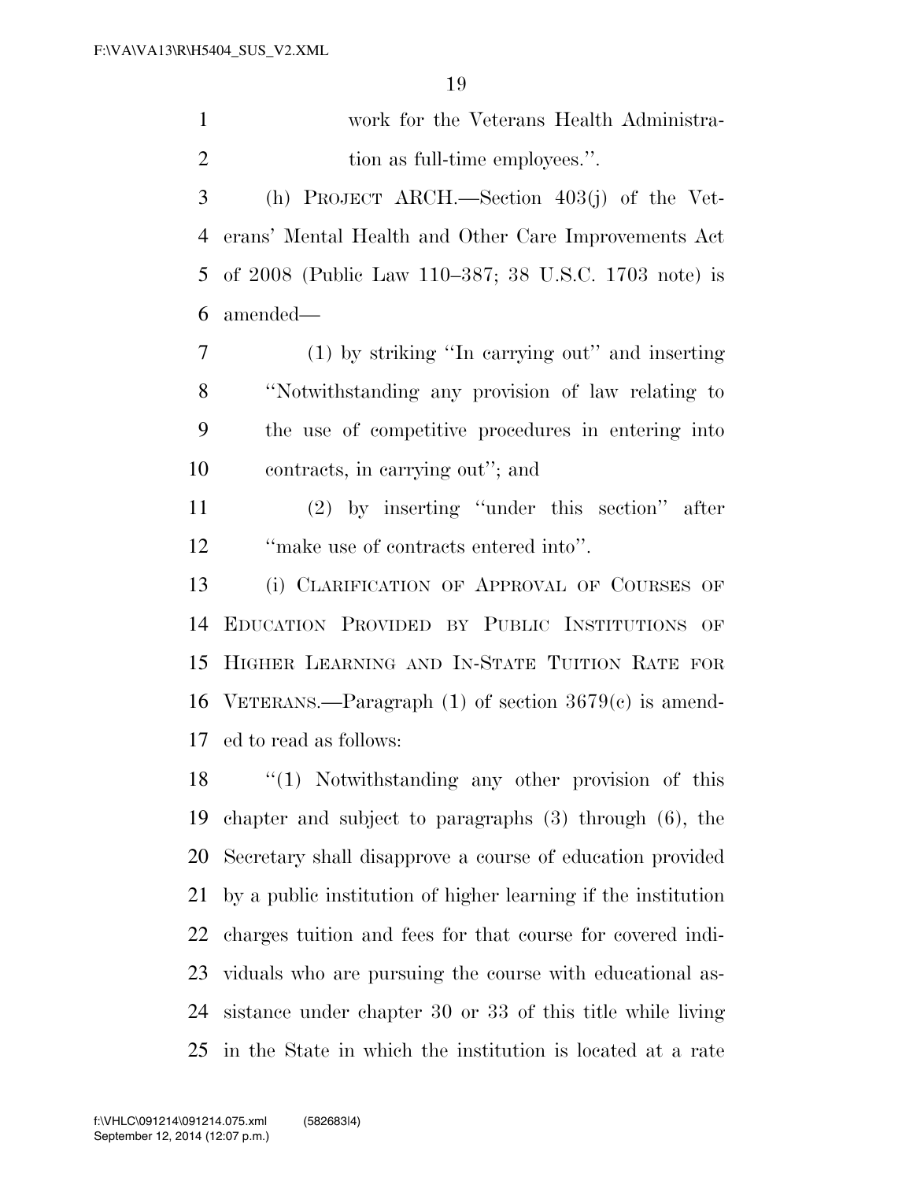work for the Veterans Health Administration as full-time employees.''.

(h) PROJECT ARCH.—Section 403(j) of the Veterans' Mental Health and Other Care Improvements Act of 2008 (Public Law 110–387; 38 U.S.C. 1703 note) is amended—

(1) by striking ''In carrying out'' and inserting ''Notwithstanding any provision of law relating to the use of competitive procedures in entering into contracts, in carrying out''; and

(2) by inserting ''under this section'' after ''make use of contracts entered into''.

(i) CLARIFICATION OF APPROVAL OF COURSES OF EDUCATION PROVIDED BY PUBLIC INSTITUTIONS OF HIGHER LEARNING AND IN-STATE TUITION RATE FOR VETERANS.—Paragraph (1) of section 3679(c) is amended to read as follows:

''(1) Notwithstanding any other provision of this chapter and subject to paragraphs (3) through (6), the Secretary shall disapprove a course of education provided by a public institution of higher learning if the institution charges tuition and fees for that course for covered individuals who are pursuing the course with educational assistance under chapter 30 or 33 of this title while living in the State in which the institution is located at a rate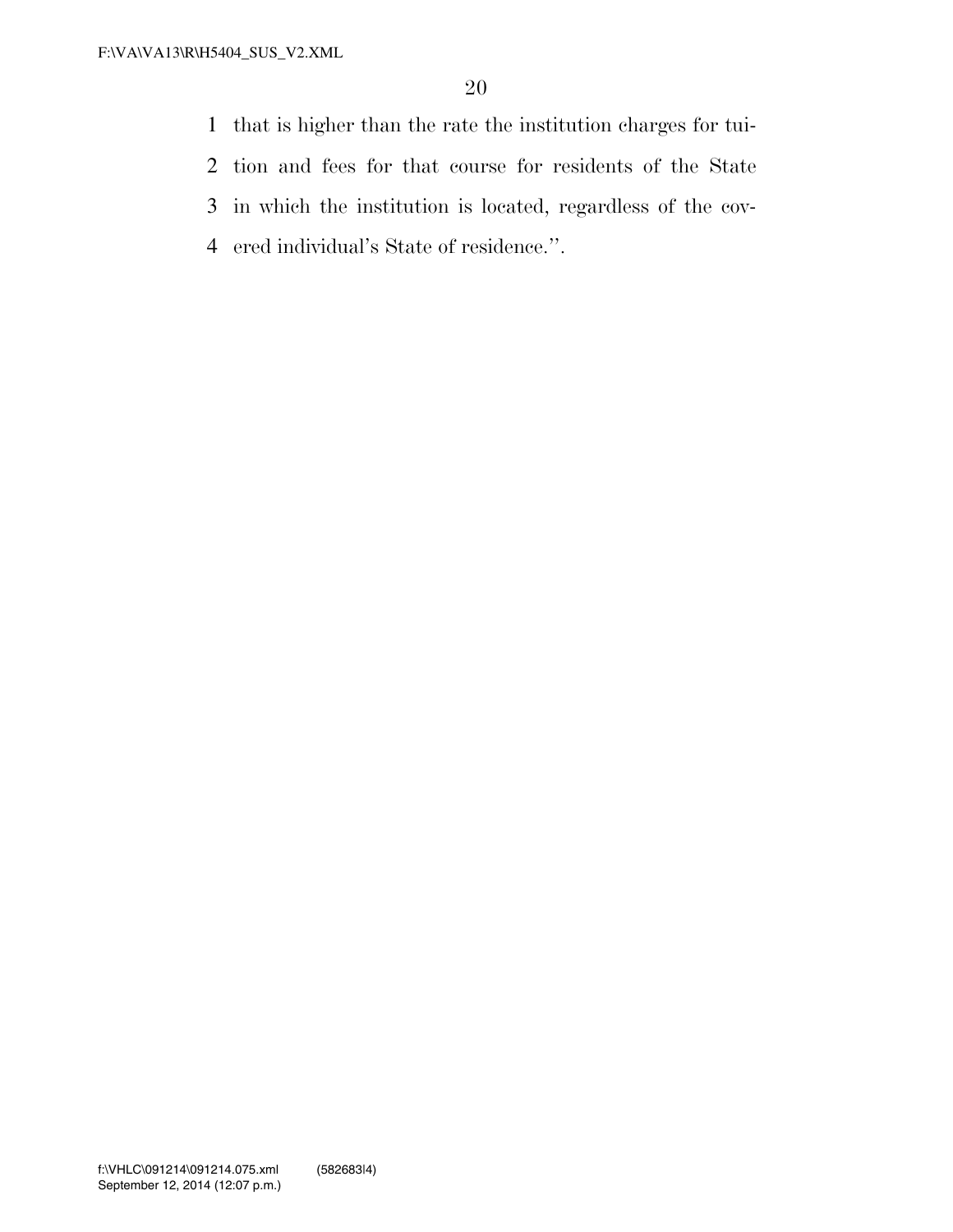that is higher than the rate the institution charges for tuition and fees for that course for residents of the State in which the institution is located, regardless of the covered individual's State of residence.''.